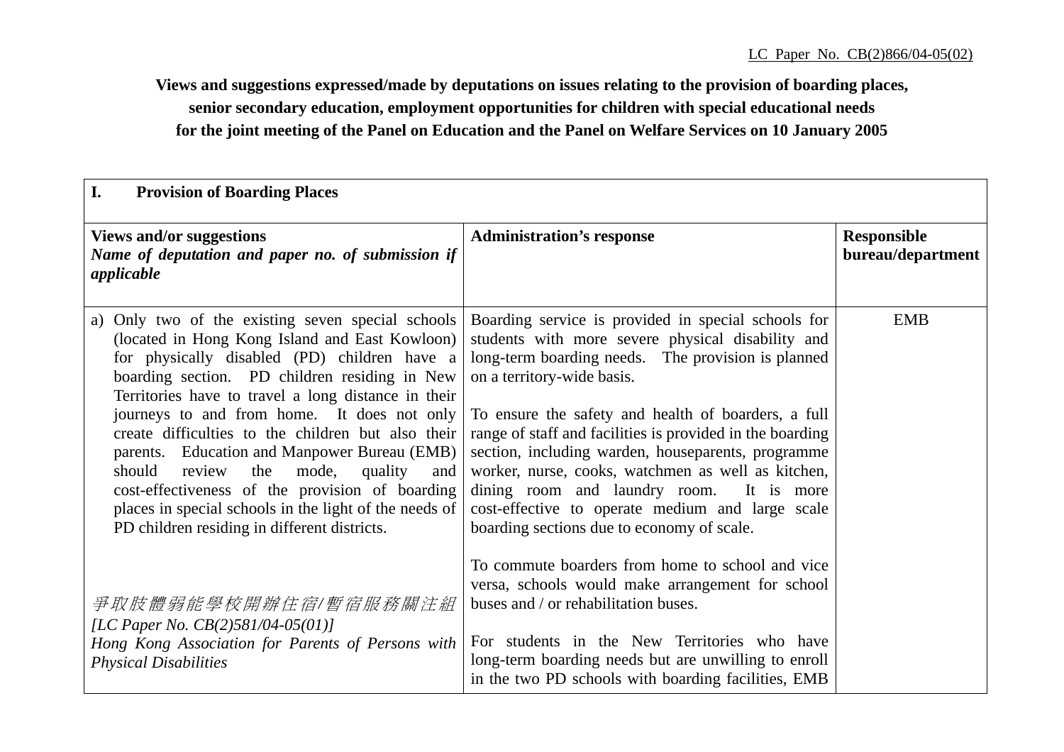LC Paper No. CB(2)866/04-05(02)

**Views and suggestions expressed/made by deputations on issues relating to the provision of boarding places, senior secondary education, employment opportunities for children with special educational needs for the joint meeting of the Panel on Education and the Panel on Welfare Services on 10 January 2005**

| **I. Provision of Boarding Places** | | |
|---|---|---|
| **Views and/or suggestions** *Name of deputation and paper no. of submission if applicable* | **Administration's response** | **Responsible bureau/department** |
| a) Only two of the existing seven special schools (located in Hong Kong Island and East Kowloon) for physically disabled (PD) children have a boarding section. PD children residing in New Territories have to travel a long distance in their journeys to and from home. It does not only create difficulties to the children but also their parents. Education and Manpower Bureau (EMB) should review the mode, quality and cost-effectiveness of the provision of boarding places in special schools in the light of the needs of PD children residing in different districts.<br><br>*爭取肢體弱能學校開辦住宿/暫宿服務關注組 [LC Paper No. CB(2)581/04-05(01)]*<br>*Hong Kong Association for Parents of Persons with Physical Disabilities* | Boarding service is provided in special schools for students with more severe physical disability and long-term boarding needs. The provision is planned on a territory-wide basis.<br><br>To ensure the safety and health of boarders, a full range of staff and facilities is provided in the boarding section, including warden, houseparents, programme worker, nurse, cooks, watchmen as well as kitchen, dining room and laundry room. It is more cost-effective to operate medium and large scale boarding sections due to economy of scale.<br><br>To commute boarders from home to school and vice versa, schools would make arrangement for school buses and / or rehabilitation buses.<br><br>For students in the New Territories who have long-term boarding needs but are unwilling to enroll in the two PD schools with boarding facilities, EMB | EMB |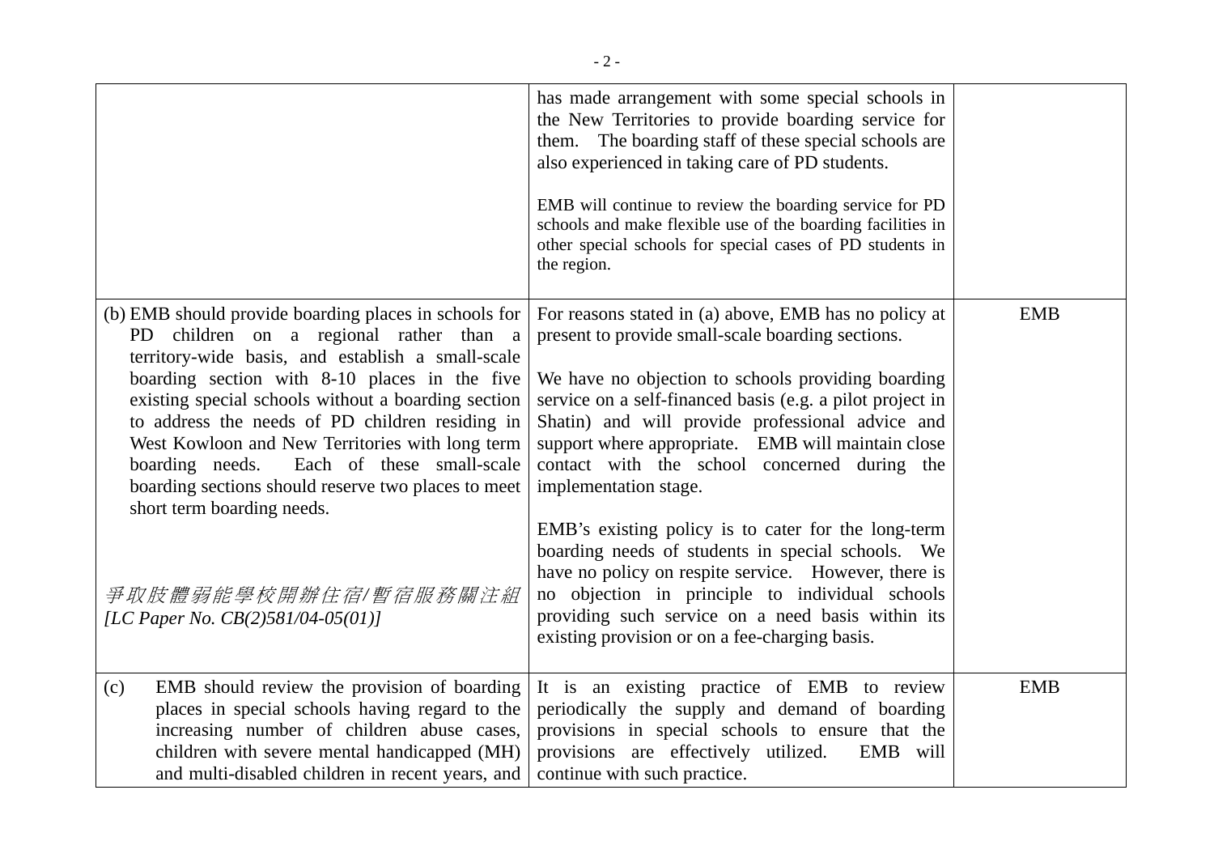| | | |
|---|---|---|
| | has made arrangement with some special schools in the New Territories to provide boarding service for them. The boarding staff of these special schools are also experienced in taking care of PD students.<br><br>EMB will continue to review the boarding service for PD schools and make flexible use of the boarding facilities in other special schools for special cases of PD students in the region. | |
| (b) EMB should provide boarding places in schools for PD children on a regional rather than a territory-wide basis, and establish a small-scale boarding section with 8-10 places in the five existing special schools without a boarding section to address the needs of PD children residing in West Kowloon and New Territories with long term boarding needs. Each of these small-scale boarding sections should reserve two places to meet short term boarding needs.<br><br>*爭取肢體弱能學校開辦住宿/暫宿服務關注組 [LC Paper No. CB(2)581/04-05(01)]* | For reasons stated in (a) above, EMB has no policy at present to provide small-scale boarding sections.<br><br>We have no objection to schools providing boarding service on a self-financed basis (e.g. a pilot project in Shatin) and will provide professional advice and support where appropriate. EMB will maintain close contact with the school concerned during the implementation stage.<br><br>EMB's existing policy is to cater for the long-term boarding needs of students in special schools. We have no policy on respite service. However, there is no objection in principle to individual schools providing such service on a need basis within its existing provision or on a fee-charging basis. | EMB |
| (c) EMB should review the provision of boarding places in special schools having regard to the increasing number of children abuse cases, children with severe mental handicapped (MH) and multi-disabled children in recent years, and | It is an existing practice of EMB to review periodically the supply and demand of boarding provisions in special schools to ensure that the provisions are effectively utilized. EMB will continue with such practice. | EMB |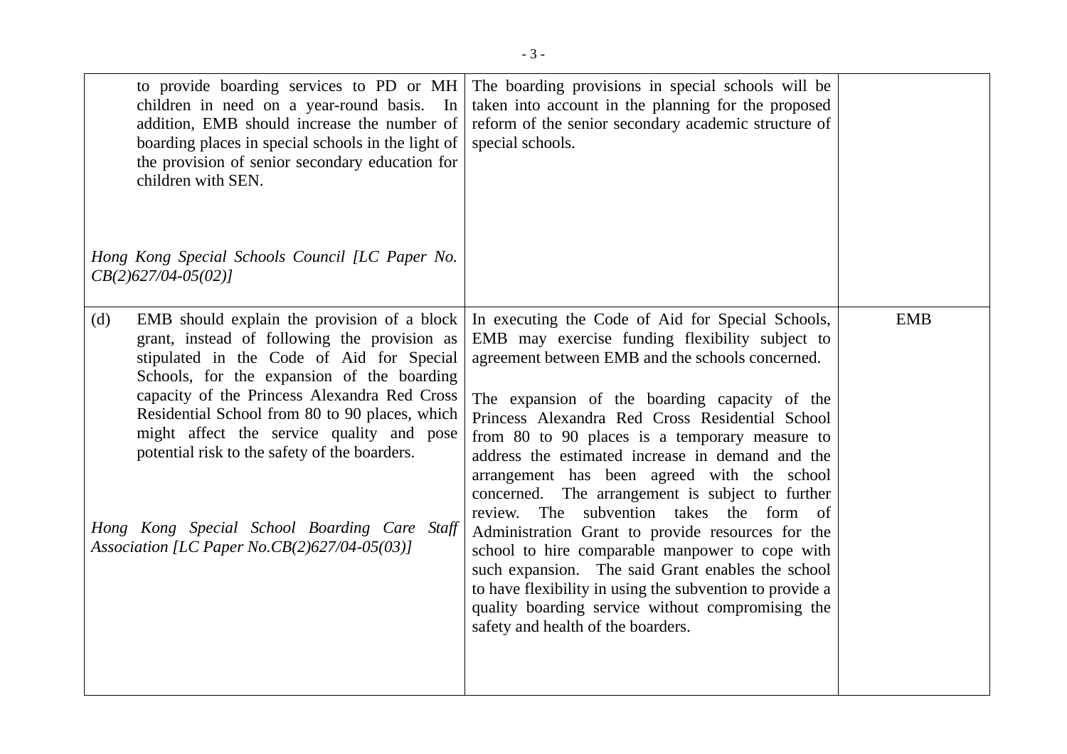| | | |
|---|---|---|
| to provide boarding services to PD or MH children in need on a year-round basis. In addition, EMB should increase the number of boarding places in special schools in the light of the provision of senior secondary education for children with SEN.<br><br>*Hong Kong Special Schools Council [LC Paper No. CB(2)627/04-05(02)]* | The boarding provisions in special schools will be taken into account in the planning for the proposed reform of the senior secondary academic structure of special schools. | |
| (d) EMB should explain the provision of a block grant, instead of following the provision as stipulated in the Code of Aid for Special Schools, for the expansion of the boarding capacity of the Princess Alexandra Red Cross Residential School from 80 to 90 places, which might affect the service quality and pose potential risk to the safety of the boarders.<br><br>*Hong Kong Special School Boarding Care Staff Association [LC Paper No.CB(2)627/04-05(03)]* | In executing the Code of Aid for Special Schools, EMB may exercise funding flexibility subject to agreement between EMB and the schools concerned.<br><br>The expansion of the boarding capacity of the Princess Alexandra Red Cross Residential School from 80 to 90 places is a temporary measure to address the estimated increase in demand and the arrangement has been agreed with the school concerned. The arrangement is subject to further review. The subvention takes the form of Administration Grant to provide resources for the school to hire comparable manpower to cope with such expansion. The said Grant enables the school to have flexibility in using the subvention to provide a quality boarding service without compromising the safety and health of the boarders. | EMB |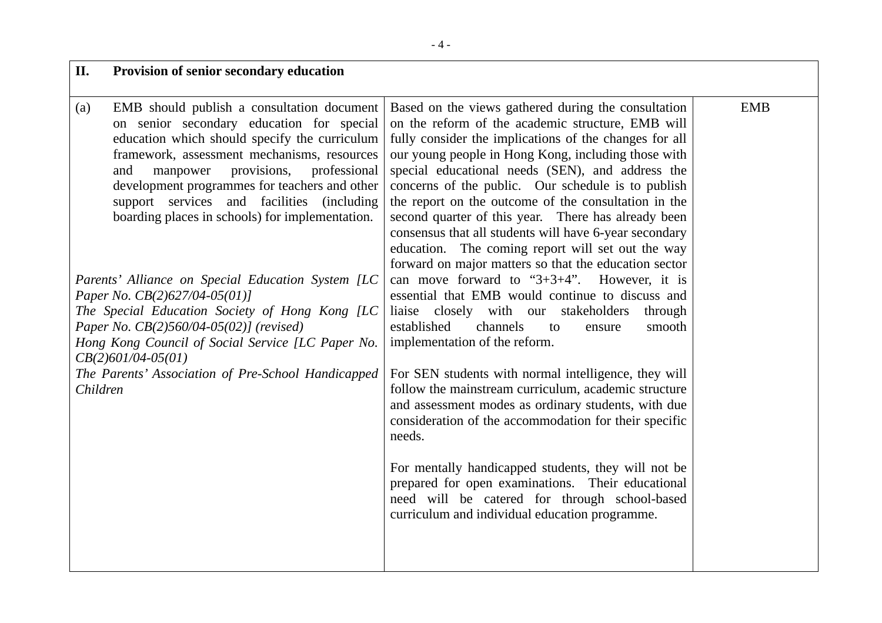| **II. Provision of senior secondary education** | | |
|---|---|---|
| (a) EMB should publish a consultation document on senior secondary education for special education which should specify the curriculum framework, assessment mechanisms, resources and manpower provisions, professional development programmes for teachers and other support services and facilities (including boarding places in schools) for implementation.<br><br>*Parents' Alliance on Special Education System [LC Paper No. CB(2)627/04-05(01)]*<br>*The Special Education Society of Hong Kong [LC Paper No. CB(2)560/04-05(02)] (revised)*<br>*Hong Kong Council of Social Service [LC Paper No. CB(2)601/04-05(01)*<br>*The Parents' Association of Pre-School Handicapped Children* | Based on the views gathered during the consultation on the reform of the academic structure, EMB will fully consider the implications of the changes for all our young people in Hong Kong, including those with special educational needs (SEN), and address the concerns of the public. Our schedule is to publish the report on the outcome of the consultation in the second quarter of this year. There has already been consensus that all students will have 6-year secondary education. The coming report will set out the way forward on major matters so that the education sector can move forward to "3+3+4". However, it is essential that EMB would continue to discuss and liaise closely with our stakeholders through established channels to ensure smooth implementation of the reform.<br><br>For SEN students with normal intelligence, they will follow the mainstream curriculum, academic structure and assessment modes as ordinary students, with due consideration of the accommodation for their specific needs.<br><br>For mentally handicapped students, they will not be prepared for open examinations. Their educational need will be catered for through school-based curriculum and individual education programme. | EMB |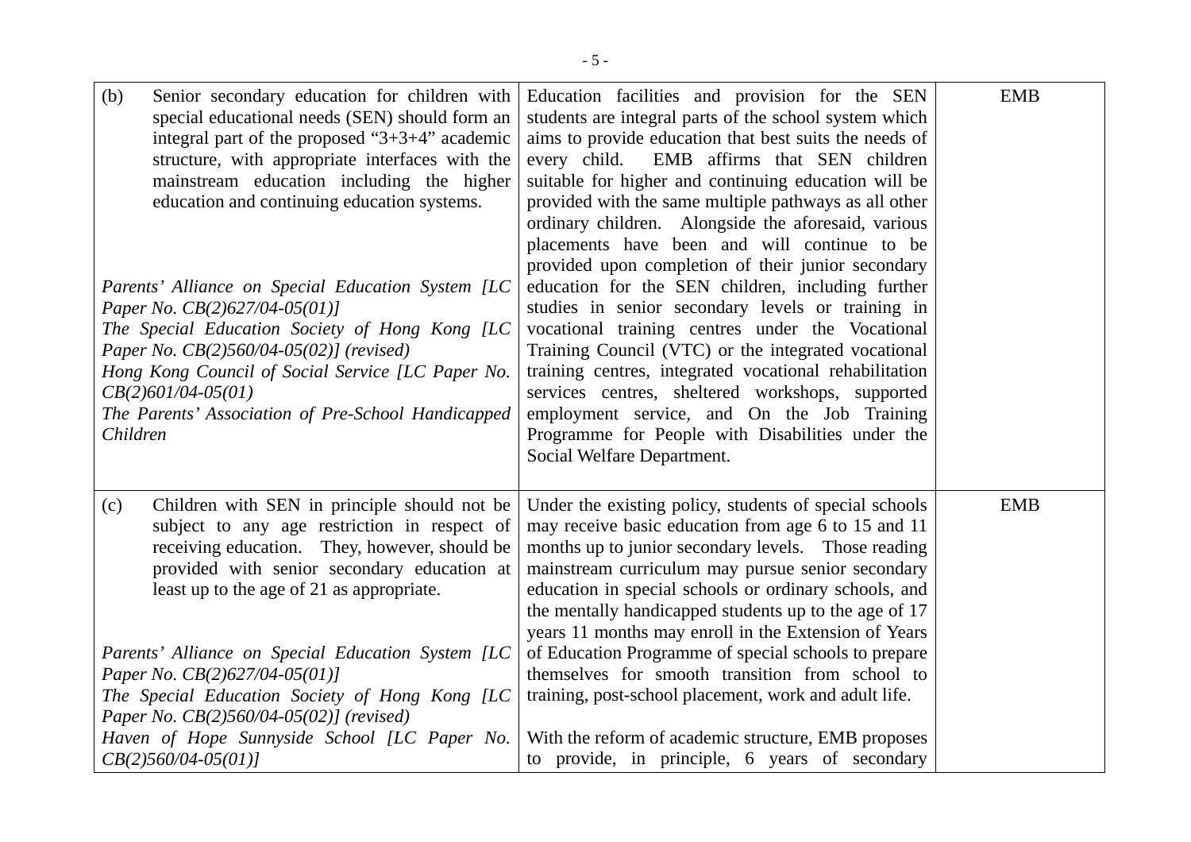| | | |
|---|---|---|
| (b) Senior secondary education for children with special educational needs (SEN) should form an integral part of the proposed "3+3+4" academic structure, with appropriate interfaces with the mainstream education including the higher education and continuing education systems.<br><br>*Parents' Alliance on Special Education System [LC Paper No. CB(2)627/04-05(01)]*<br>*The Special Education Society of Hong Kong [LC Paper No. CB(2)560/04-05(02)] (revised)*<br>*Hong Kong Council of Social Service [LC Paper No. CB(2)601/04-05(01)*<br>*The Parents' Association of Pre-School Handicapped Children* | Education facilities and provision for the SEN students are integral parts of the school system which aims to provide education that best suits the needs of every child. EMB affirms that SEN children suitable for higher and continuing education will be provided with the same multiple pathways as all other ordinary children. Alongside the aforesaid, various placements have been and will continue to be provided upon completion of their junior secondary education for the SEN children, including further studies in senior secondary levels or training in vocational training centres under the Vocational Training Council (VTC) or the integrated vocational training centres, integrated vocational rehabilitation services centres, sheltered workshops, supported employment service, and On the Job Training Programme for People with Disabilities under the Social Welfare Department. | EMB |
| (c) Children with SEN in principle should not be subject to any age restriction in respect of receiving education. They, however, should be provided with senior secondary education at least up to the age of 21 as appropriate.<br><br>*Parents' Alliance on Special Education System [LC Paper No. CB(2)627/04-05(01)]*<br>*The Special Education Society of Hong Kong [LC Paper No. CB(2)560/04-05(02)] (revised)*<br>*Haven of Hope Sunnyside School [LC Paper No. CB(2)560/04-05(01)]* | Under the existing policy, students of special schools may receive basic education from age 6 to 15 and 11 months up to junior secondary levels. Those reading mainstream curriculum may pursue senior secondary education in special schools or ordinary schools, and the mentally handicapped students up to the age of 17 years 11 months may enroll in the Extension of Years of Education Programme of special schools to prepare themselves for smooth transition from school to training, post-school placement, work and adult life.<br><br>With the reform of academic structure, EMB proposes to provide, in principle, 6 years of secondary | EMB |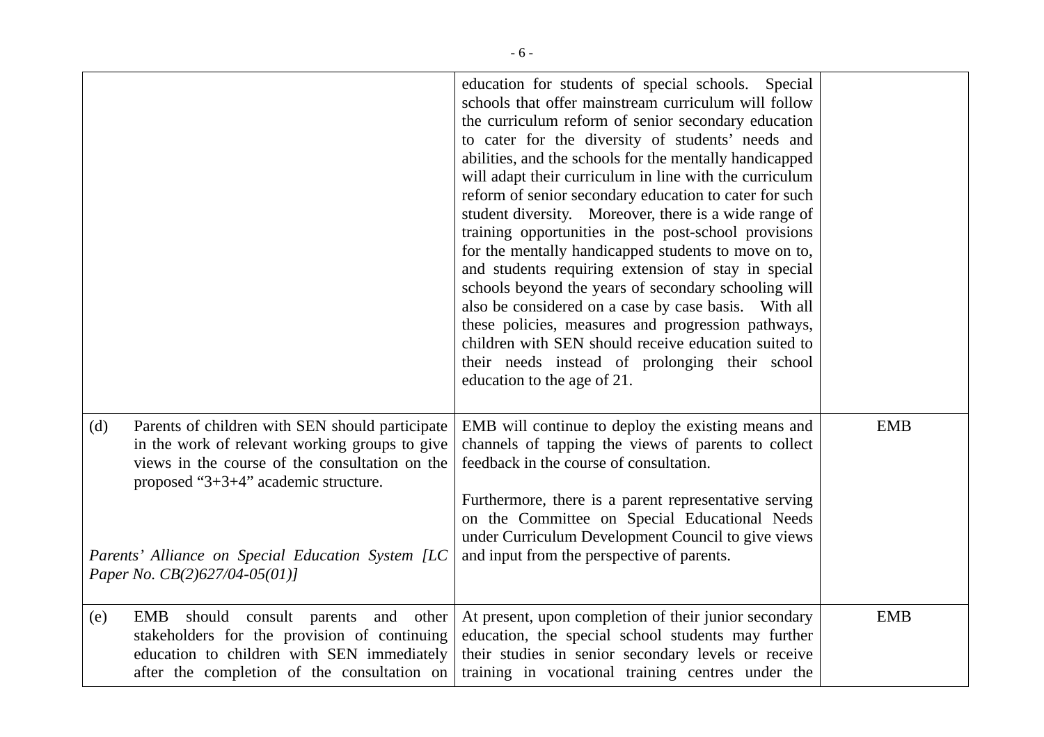| | | |
|---|---|---|
| | education for students of special schools. Special schools that offer mainstream curriculum will follow the curriculum reform of senior secondary education to cater for the diversity of students' needs and abilities, and the schools for the mentally handicapped will adapt their curriculum in line with the curriculum reform of senior secondary education to cater for such student diversity. Moreover, there is a wide range of training opportunities in the post-school provisions for the mentally handicapped students to move on to, and students requiring extension of stay in special schools beyond the years of secondary schooling will also be considered on a case by case basis. With all these policies, measures and progression pathways, children with SEN should receive education suited to their needs instead of prolonging their school education to the age of 21. | |
| (d) Parents of children with SEN should participate in the work of relevant working groups to give views in the course of the consultation on the proposed "3+3+4" academic structure.<br><br>*Parents' Alliance on Special Education System [LC Paper No. CB(2)627/04-05(01)]* | EMB will continue to deploy the existing means and channels of tapping the views of parents to collect feedback in the course of consultation.<br><br>Furthermore, there is a parent representative serving on the Committee on Special Educational Needs under Curriculum Development Council to give views and input from the perspective of parents. | EMB |
| (e) EMB should consult parents and other stakeholders for the provision of continuing education to children with SEN immediately after the completion of the consultation on | At present, upon completion of their junior secondary education, the special school students may further their studies in senior secondary levels or receive training in vocational training centres under the | EMB |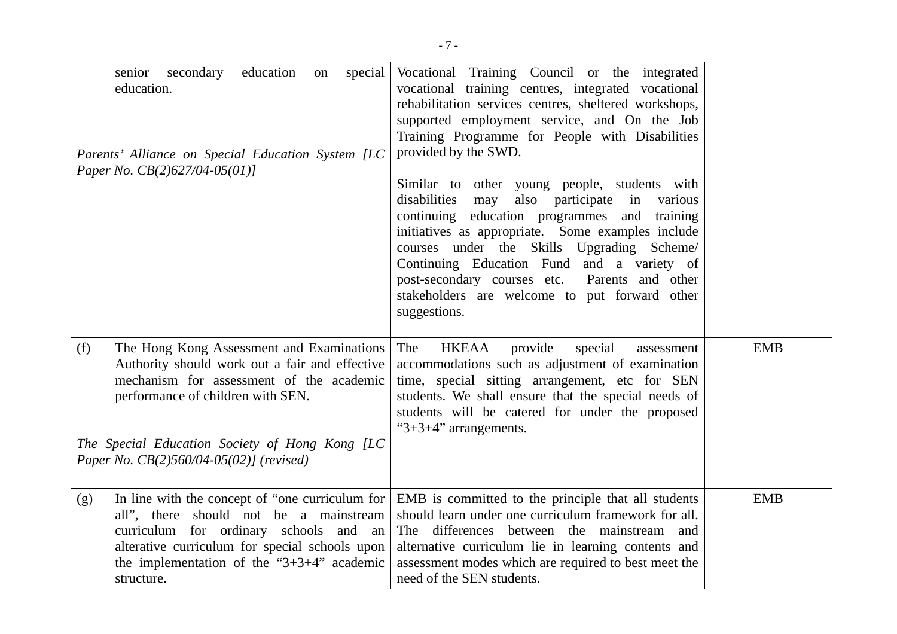| | | |
|---|---|---|
| senior secondary education on special education.<br><br>*Parents' Alliance on Special Education System [LC Paper No. CB(2)627/04-05(01)]* | Vocational Training Council or the integrated vocational training centres, integrated vocational rehabilitation services centres, sheltered workshops, supported employment service, and On the Job Training Programme for People with Disabilities provided by the SWD.<br><br>Similar to other young people, students with disabilities may also participate in various continuing education programmes and training initiatives as appropriate. Some examples include courses under the Skills Upgrading Scheme/ Continuing Education Fund and a variety of post-secondary courses etc. Parents and other stakeholders are welcome to put forward other suggestions. | |
| (f) The Hong Kong Assessment and Examinations Authority should work out a fair and effective mechanism for assessment of the academic performance of children with SEN.<br><br>*The Special Education Society of Hong Kong [LC Paper No. CB(2)560/04-05(02)] (revised)* | The HKEAA provide special assessment accommodations such as adjustment of examination time, special sitting arrangement, etc for SEN students. We shall ensure that the special needs of students will be catered for under the proposed "3+3+4" arrangements. | EMB |
| (g) In line with the concept of "one curriculum for all", there should not be a mainstream curriculum for ordinary schools and an alterative curriculum for special schools upon the implementation of the "3+3+4" academic structure. | EMB is committed to the principle that all students should learn under one curriculum framework for all. The differences between the mainstream and alternative curriculum lie in learning contents and assessment modes which are required to best meet the need of the SEN students. | EMB |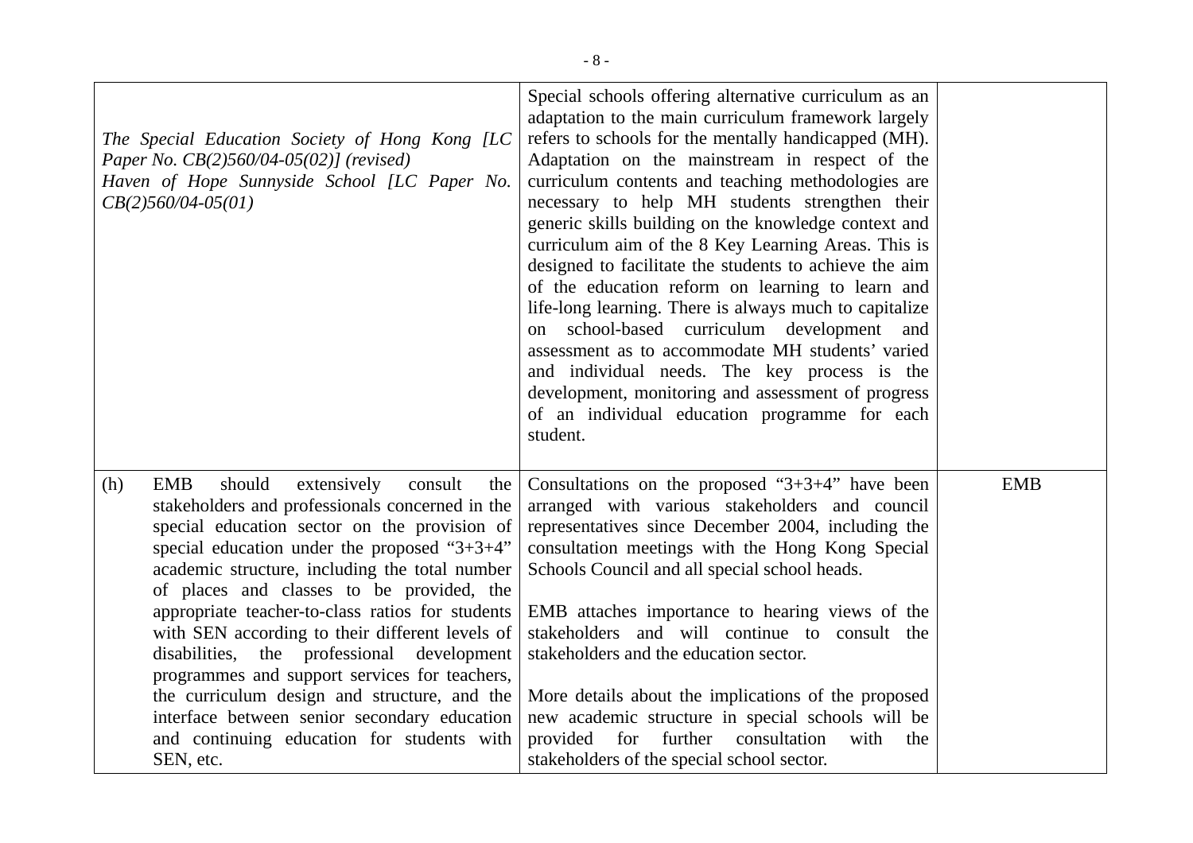| | | |
|---|---|---|
| *The Special Education Society of Hong Kong [LC Paper No. CB(2)560/04-05(02)] (revised)*<br>*Haven of Hope Sunnyside School [LC Paper No. CB(2)560/04-05(01)* | Special schools offering alternative curriculum as an adaptation to the main curriculum framework largely refers to schools for the mentally handicapped (MH). Adaptation on the mainstream in respect of the curriculum contents and teaching methodologies are necessary to help MH students strengthen their generic skills building on the knowledge context and curriculum aim of the 8 Key Learning Areas. This is designed to facilitate the students to achieve the aim of the education reform on learning to learn and life-long learning. There is always much to capitalize on school-based curriculum development and assessment as to accommodate MH students' varied and individual needs. The key process is the development, monitoring and assessment of progress of an individual education programme for each student. | |
| (h) EMB should extensively consult the stakeholders and professionals concerned in the special education sector on the provision of special education under the proposed "3+3+4" academic structure, including the total number of places and classes to be provided, the appropriate teacher-to-class ratios for students with SEN according to their different levels of disabilities, the professional development programmes and support services for teachers, the curriculum design and structure, and the interface between senior secondary education and continuing education for students with SEN, etc. | Consultations on the proposed "3+3+4" have been arranged with various stakeholders and council representatives since December 2004, including the consultation meetings with the Hong Kong Special Schools Council and all special school heads.<br><br>EMB attaches importance to hearing views of the stakeholders and will continue to consult the stakeholders and the education sector.<br><br>More details about the implications of the proposed new academic structure in special schools will be provided for further consultation with the stakeholders of the special school sector. | EMB |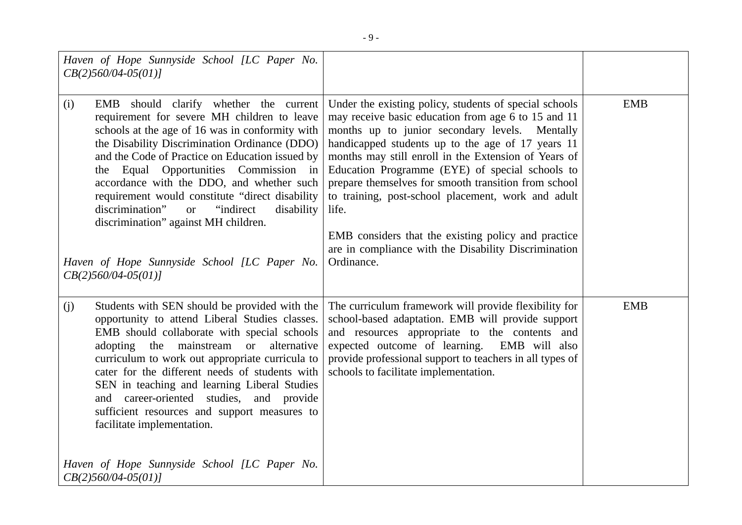| | | |
|---|---|---|
| *Haven of Hope Sunnyside School [LC Paper No. CB(2)560/04-05(01)]* | | |
| (i) EMB should clarify whether the current requirement for severe MH children to leave schools at the age of 16 was in conformity with the Disability Discrimination Ordinance (DDO) and the Code of Practice on Education issued by the Equal Opportunities Commission in accordance with the DDO, and whether such requirement would constitute "direct disability discrimination" or "indirect disability discrimination" against MH children.<br><br>*Haven of Hope Sunnyside School [LC Paper No. CB(2)560/04-05(01)]* | Under the existing policy, students of special schools may receive basic education from age 6 to 15 and 11 months up to junior secondary levels. Mentally handicapped students up to the age of 17 years 11 months may still enroll in the Extension of Years of Education Programme (EYE) of special schools to prepare themselves for smooth transition from school to training, post-school placement, work and adult life.<br><br>EMB considers that the existing policy and practice are in compliance with the Disability Discrimination Ordinance. | EMB |
| (j) Students with SEN should be provided with the opportunity to attend Liberal Studies classes. EMB should collaborate with special schools adopting the mainstream or alternative curriculum to work out appropriate curricula to cater for the different needs of students with SEN in teaching and learning Liberal Studies and career-oriented studies, and provide sufficient resources and support measures to facilitate implementation.<br><br>*Haven of Hope Sunnyside School [LC Paper No. CB(2)560/04-05(01)]* | The curriculum framework will provide flexibility for school-based adaptation. EMB will provide support and resources appropriate to the contents and expected outcome of learning. EMB will also provide professional support to teachers in all types of schools to facilitate implementation. | EMB |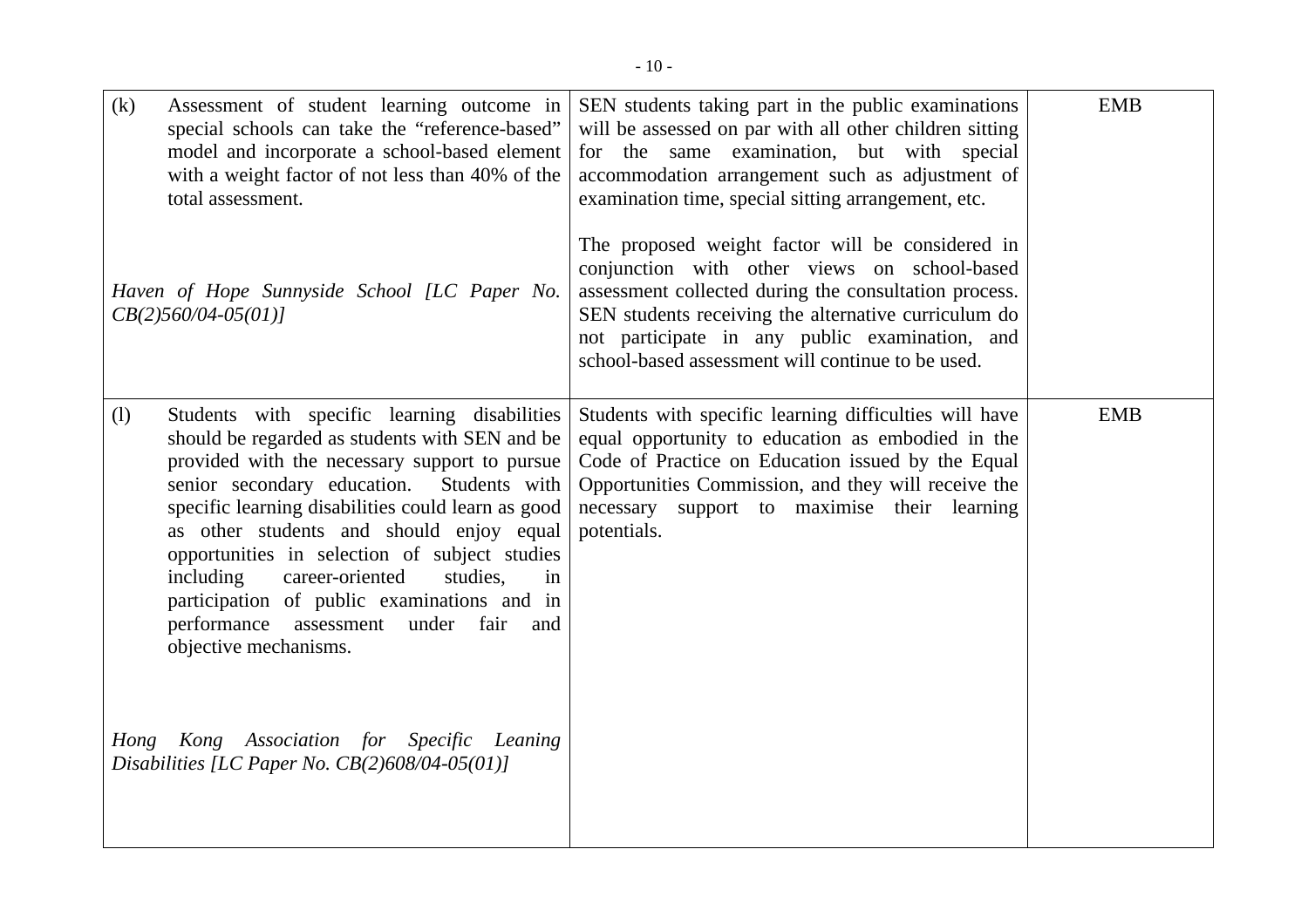| | | |
|---|---|---|
| (k) Assessment of student learning outcome in special schools can take the "reference-based" model and incorporate a school-based element with a weight factor of not less than 40% of the total assessment.<br><br>*Haven of Hope Sunnyside School [LC Paper No. CB(2)560/04-05(01)]* | SEN students taking part in the public examinations will be assessed on par with all other children sitting for the same examination, but with special accommodation arrangement such as adjustment of examination time, special sitting arrangement, etc.<br><br>The proposed weight factor will be considered in conjunction with other views on school-based assessment collected during the consultation process. SEN students receiving the alternative curriculum do not participate in any public examination, and school-based assessment will continue to be used. | EMB |
| (l) Students with specific learning disabilities should be regarded as students with SEN and be provided with the necessary support to pursue senior secondary education. Students with specific learning disabilities could learn as good as other students and should enjoy equal opportunities in selection of subject studies including career-oriented studies, in participation of public examinations and in performance assessment under fair and objective mechanisms.<br><br>*Hong Kong Association for Specific Leaning Disabilities [LC Paper No. CB(2)608/04-05(01)]* | Students with specific learning difficulties will have equal opportunity to education as embodied in the Code of Practice on Education issued by the Equal Opportunities Commission, and they will receive the necessary support to maximise their learning potentials. | EMB |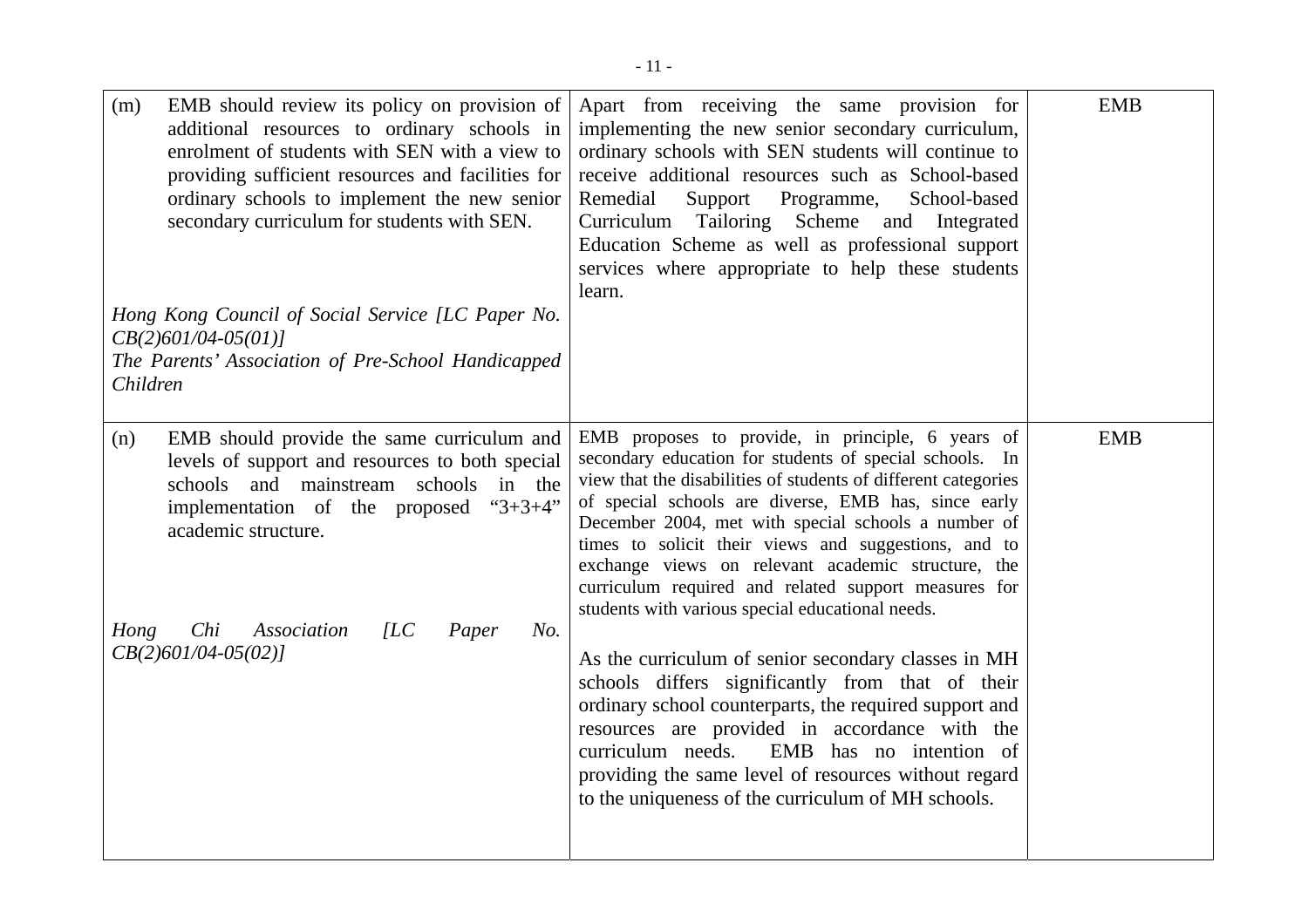| | | |
|---|---|---|
| (m) EMB should review its policy on provision of additional resources to ordinary schools in enrolment of students with SEN with a view to providing sufficient resources and facilities for ordinary schools to implement the new senior secondary curriculum for students with SEN.<br><br>*Hong Kong Council of Social Service [LC Paper No. CB(2)601/04-05(01)]*<br>*The Parents' Association of Pre-School Handicapped Children* | Apart from receiving the same provision for implementing the new senior secondary curriculum, ordinary schools with SEN students will continue to receive additional resources such as School-based Remedial Support Programme, School-based Curriculum Tailoring Scheme and Integrated Education Scheme as well as professional support services where appropriate to help these students learn. | EMB |
| (n) EMB should provide the same curriculum and levels of support and resources to both special schools and mainstream schools in the implementation of the proposed "3+3+4" academic structure.<br><br>*Hong Chi Association [LC Paper No. CB(2)601/04-05(02)]* | EMB proposes to provide, in principle, 6 years of secondary education for students of special schools. In view that the disabilities of students of different categories of special schools are diverse, EMB has, since early December 2004, met with special schools a number of times to solicit their views and suggestions, and to exchange views on relevant academic structure, the curriculum required and related support measures for students with various special educational needs.<br><br>As the curriculum of senior secondary classes in MH schools differs significantly from that of their ordinary school counterparts, the required support and resources are provided in accordance with the curriculum needs. EMB has no intention of providing the same level of resources without regard to the uniqueness of the curriculum of MH schools. | EMB |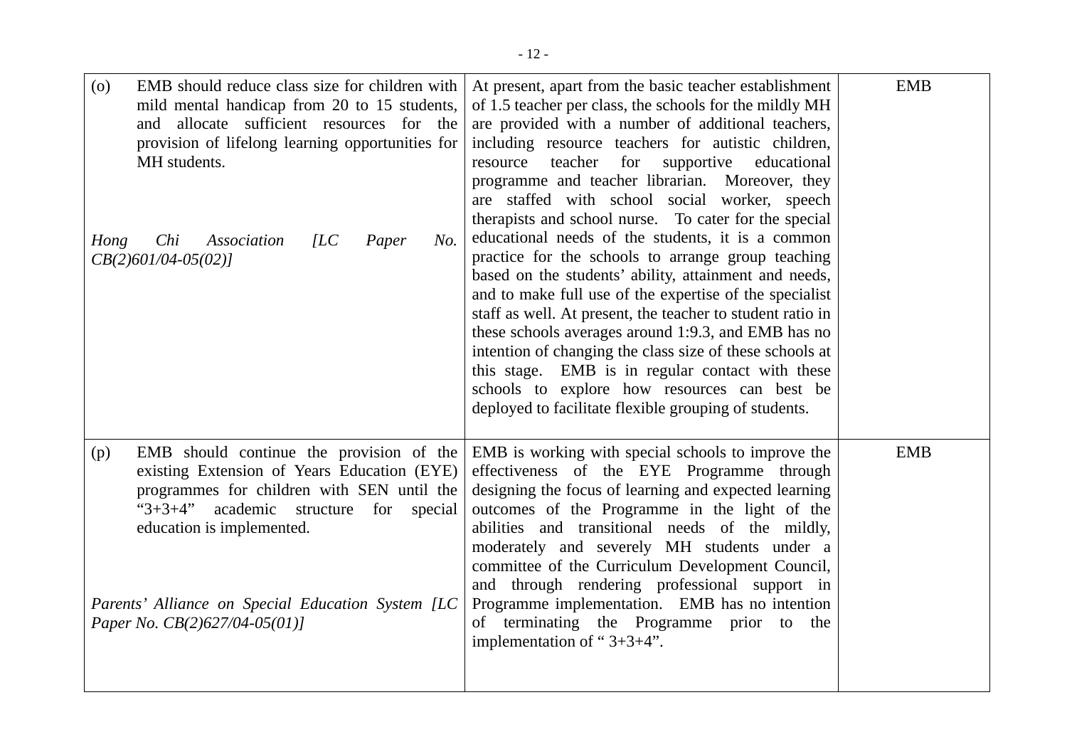| | | |
|---|---|---|
| (o) EMB should reduce class size for children with mild mental handicap from 20 to 15 students, and allocate sufficient resources for the provision of lifelong learning opportunities for MH students.<br><br>*Hong Chi Association [LC Paper No. CB(2)601/04-05(02)]* | At present, apart from the basic teacher establishment of 1.5 teacher per class, the schools for the mildly MH are provided with a number of additional teachers, including resource teachers for autistic children, resource teacher for supportive educational programme and teacher librarian. Moreover, they are staffed with school social worker, speech therapists and school nurse. To cater for the special educational needs of the students, it is a common practice for the schools to arrange group teaching based on the students' ability, attainment and needs, and to make full use of the expertise of the specialist staff as well. At present, the teacher to student ratio in these schools averages around 1:9.3, and EMB has no intention of changing the class size of these schools at this stage. EMB is in regular contact with these schools to explore how resources can best be deployed to facilitate flexible grouping of students. | EMB |
| (p) EMB should continue the provision of the existing Extension of Years Education (EYE) programmes for children with SEN until the "3+3+4" academic structure for special education is implemented.<br><br>*Parents' Alliance on Special Education System [LC Paper No. CB(2)627/04-05(01)]* | EMB is working with special schools to improve the effectiveness of the EYE Programme through designing the focus of learning and expected learning outcomes of the Programme in the light of the abilities and transitional needs of the mildly, moderately and severely MH students under a committee of the Curriculum Development Council, and through rendering professional support in Programme implementation. EMB has no intention of terminating the Programme prior to the implementation of " 3+3+4". | EMB |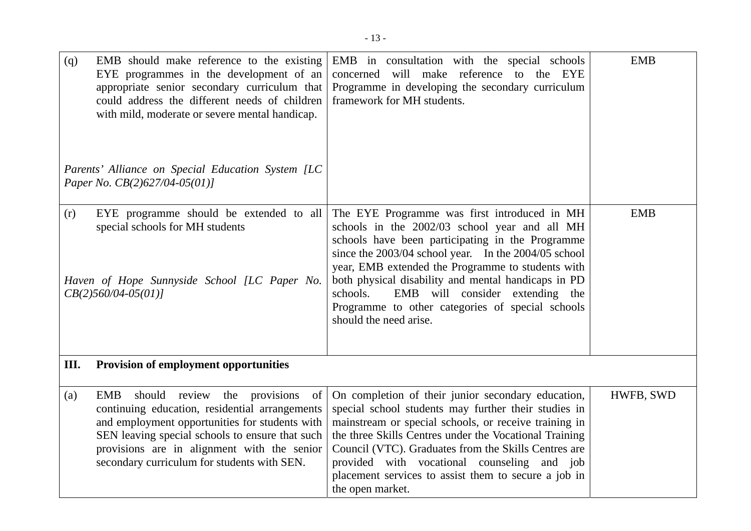| | | |
|---|---|---|
| (q) EMB should make reference to the existing EYE programmes in the development of an appropriate senior secondary curriculum that could address the different needs of children with mild, moderate or severe mental handicap.<br><br>*Parents' Alliance on Special Education System [LC Paper No. CB(2)627/04-05(01)]* | EMB in consultation with the special schools concerned will make reference to the EYE Programme in developing the secondary curriculum framework for MH students. | EMB |
| (r) EYE programme should be extended to all special schools for MH students<br><br>*Haven of Hope Sunnyside School [LC Paper No. CB(2)560/04-05(01)]* | The EYE Programme was first introduced in MH schools in the 2002/03 school year and all MH schools have been participating in the Programme since the 2003/04 school year. In the 2004/05 school year, EMB extended the Programme to students with both physical disability and mental handicaps in PD schools. EMB will consider extending the Programme to other categories of special schools should the need arise. | EMB |
| **III. Provision of employment opportunities** | | |
| (a) EMB should review the provisions of continuing education, residential arrangements and employment opportunities for students with SEN leaving special schools to ensure that such provisions are in alignment with the senior secondary curriculum for students with SEN. | On completion of their junior secondary education, special school students may further their studies in mainstream or special schools, or receive training in the three Skills Centres under the Vocational Training Council (VTC). Graduates from the Skills Centres are provided with vocational counseling and job placement services to assist them to secure a job in the open market. | HWFB, SWD |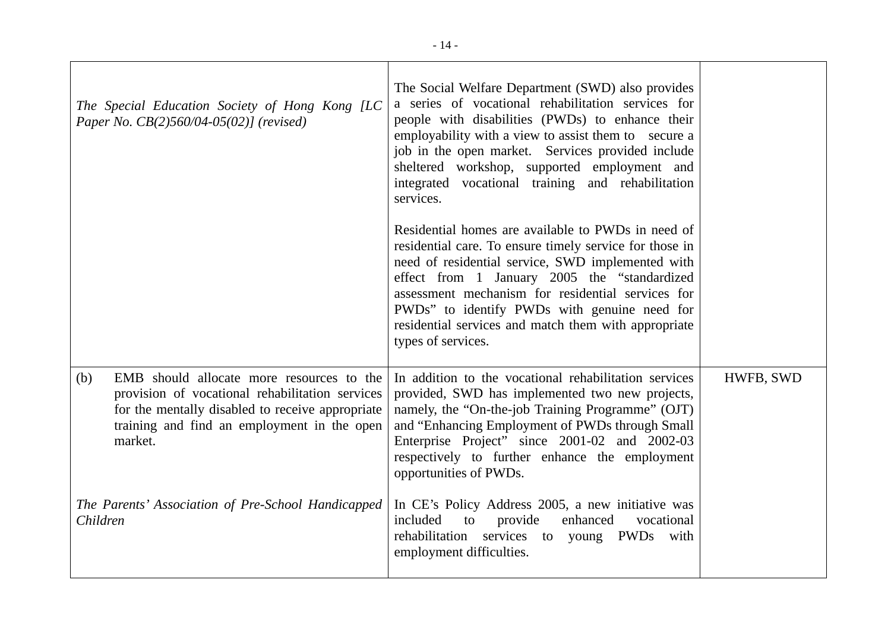| | | |
|---|---|---|
| *The Special Education Society of Hong Kong [LC Paper No. CB(2)560/04-05(02)] (revised)* | The Social Welfare Department (SWD) also provides a series of vocational rehabilitation services for people with disabilities (PWDs) to enhance their employability with a view to assist them to secure a job in the open market. Services provided include sheltered workshop, supported employment and integrated vocational training and rehabilitation services.<br><br>Residential homes are available to PWDs in need of residential care. To ensure timely service for those in need of residential service, SWD implemented with effect from 1 January 2005 the "standardized assessment mechanism for residential services for PWDs" to identify PWDs with genuine need for residential services and match them with appropriate types of services. | |
| (b) EMB should allocate more resources to the provision of vocational rehabilitation services for the mentally disabled to receive appropriate training and find an employment in the open market.<br><br>*The Parents' Association of Pre-School Handicapped Children* | In addition to the vocational rehabilitation services provided, SWD has implemented two new projects, namely, the "On-the-job Training Programme" (OJT) and "Enhancing Employment of PWDs through Small Enterprise Project" since 2001-02 and 2002-03 respectively to further enhance the employment opportunities of PWDs.<br><br>In CE's Policy Address 2005, a new initiative was included to provide enhanced vocational rehabilitation services to young PWDs with employment difficulties. | HWFB, SWD |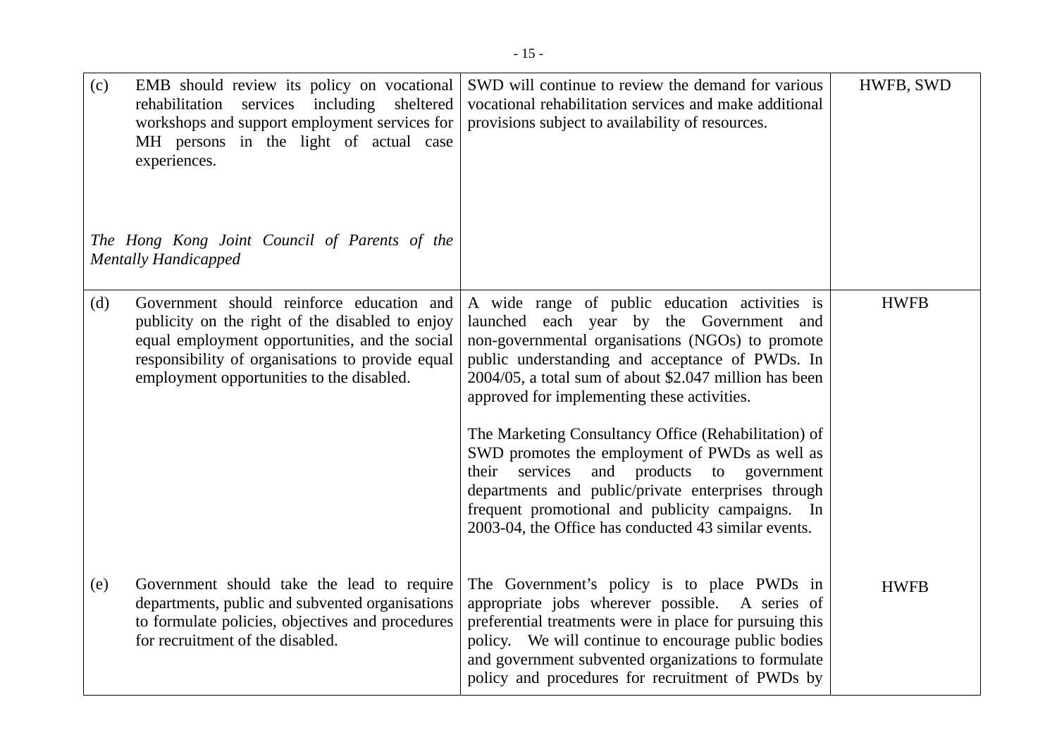| | | |
|---|---|---|
| (c) EMB should review its policy on vocational rehabilitation services including sheltered workshops and support employment services for MH persons in the light of actual case experiences.<br><br>*The Hong Kong Joint Council of Parents of the Mentally Handicapped* | SWD will continue to review the demand for various vocational rehabilitation services and make additional provisions subject to availability of resources. | HWFB, SWD |
| (d) Government should reinforce education and publicity on the right of the disabled to enjoy equal employment opportunities, and the social responsibility of organisations to provide equal employment opportunities to the disabled. | A wide range of public education activities is launched each year by the Government and non-governmental organisations (NGOs) to promote public understanding and acceptance of PWDs. In 2004/05, a total sum of about $2.047 million has been approved for implementing these activities.<br><br>The Marketing Consultancy Office (Rehabilitation) of SWD promotes the employment of PWDs as well as their services and products to government departments and public/private enterprises through frequent promotional and publicity campaigns. In 2003-04, the Office has conducted 43 similar events. | HWFB |
| (e) Government should take the lead to require departments, public and subvented organisations to formulate policies, objectives and procedures for recruitment of the disabled. | The Government's policy is to place PWDs in appropriate jobs wherever possible. A series of preferential treatments were in place for pursuing this policy. We will continue to encourage public bodies and government subvented organizations to formulate policy and procedures for recruitment of PWDs by | HWFB |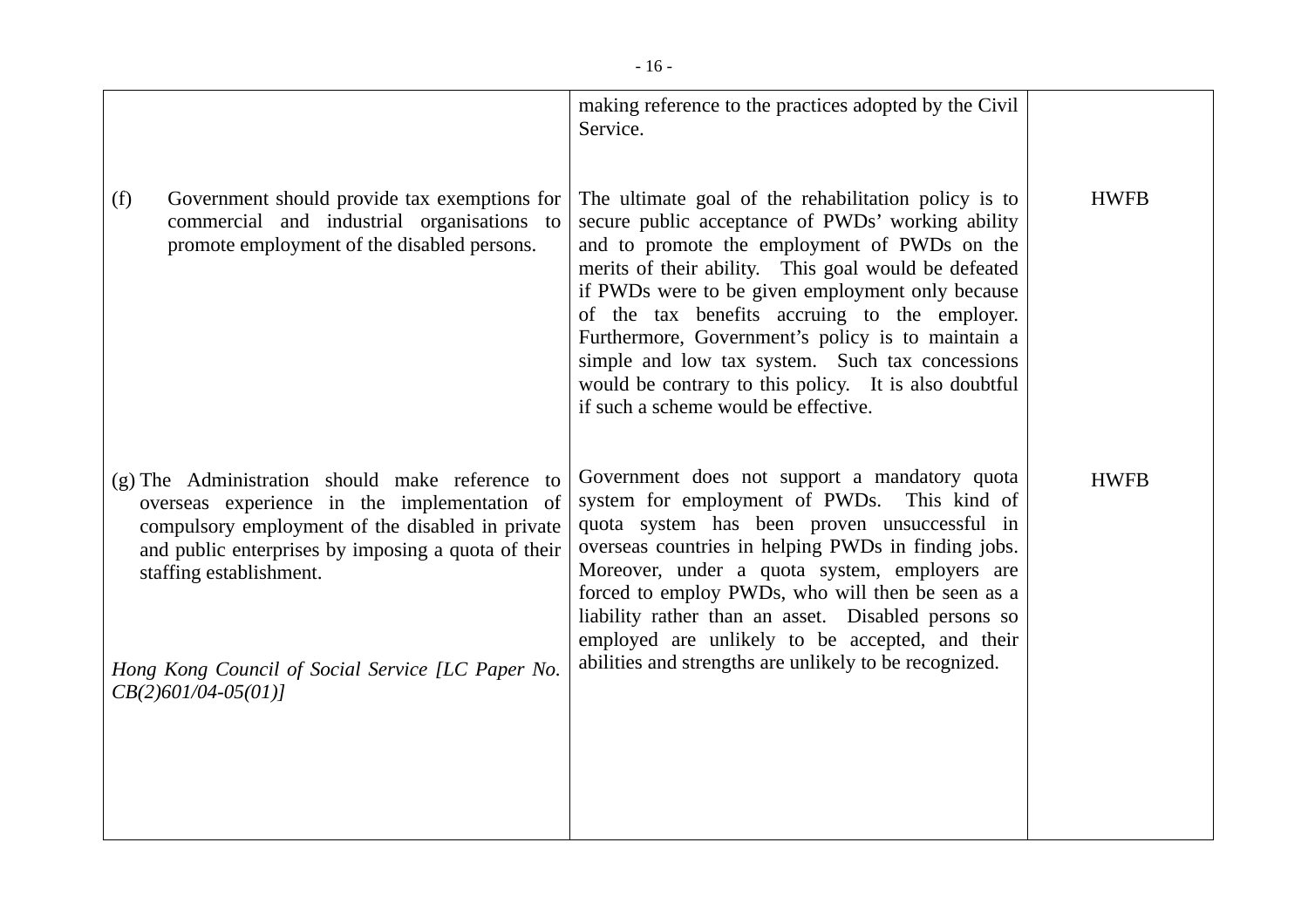| | | |
|---|---|---|
| | making reference to the practices adopted by the Civil Service. | |
| (f) Government should provide tax exemptions for commercial and industrial organisations to promote employment of the disabled persons. | The ultimate goal of the rehabilitation policy is to secure public acceptance of PWDs' working ability and to promote the employment of PWDs on the merits of their ability. This goal would be defeated if PWDs were to be given employment only because of the tax benefits accruing to the employer. Furthermore, Government's policy is to maintain a simple and low tax system. Such tax concessions would be contrary to this policy. It is also doubtful if such a scheme would be effective. | HWFB |
| (g) The Administration should make reference to overseas experience in the implementation of compulsory employment of the disabled in private and public enterprises by imposing a quota of their staffing establishment.<br><br>*Hong Kong Council of Social Service [LC Paper No. CB(2)601/04-05(01)]* | Government does not support a mandatory quota system for employment of PWDs. This kind of quota system has been proven unsuccessful in overseas countries in helping PWDs in finding jobs. Moreover, under a quota system, employers are forced to employ PWDs, who will then be seen as a liability rather than an asset. Disabled persons so employed are unlikely to be accepted, and their abilities and strengths are unlikely to be recognized. | HWFB |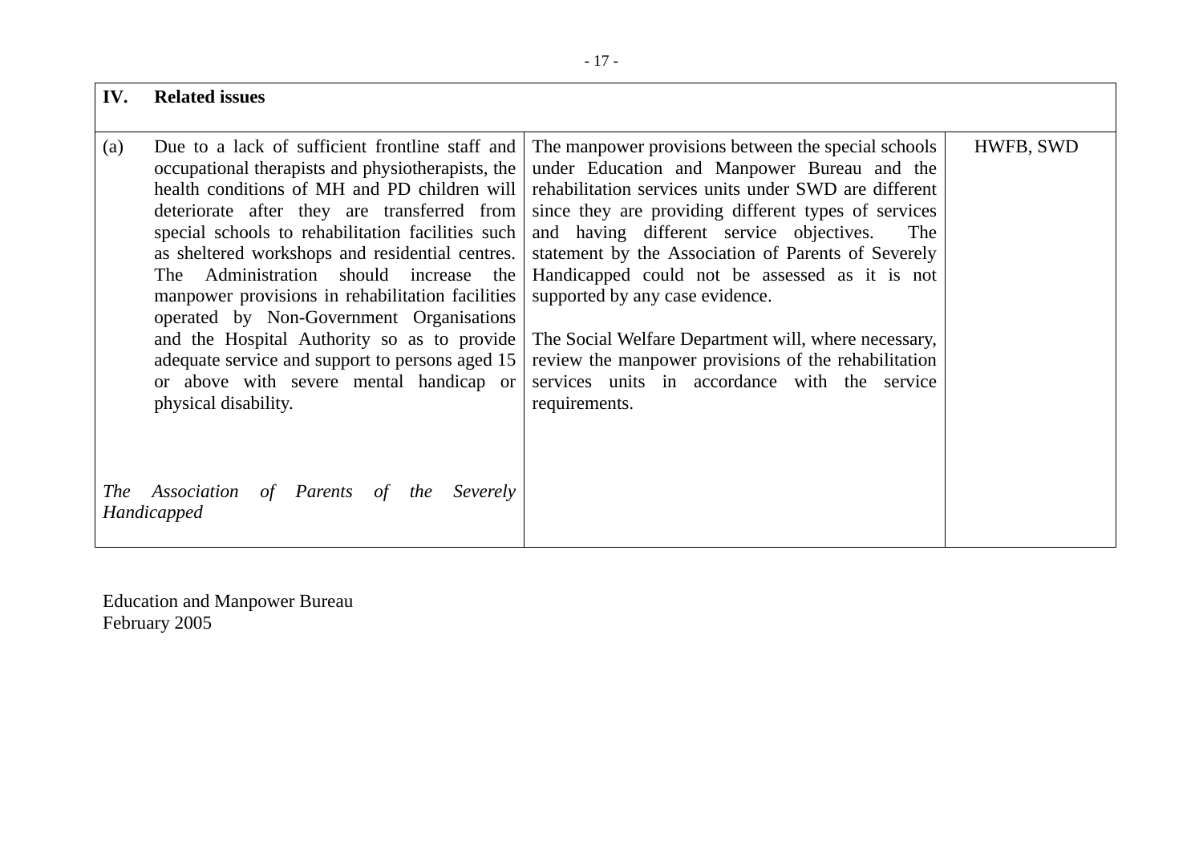| | | |
|---|---|---|
| **IV. Related issues** | | |
| (a) Due to a lack of sufficient frontline staff and occupational therapists and physiotherapists, the health conditions of MH and PD children will deteriorate after they are transferred from special schools to rehabilitation facilities such as sheltered workshops and residential centres. The Administration should increase the manpower provisions in rehabilitation facilities operated by Non-Government Organisations and the Hospital Authority so as to provide adequate service and support to persons aged 15 or above with severe mental handicap or physical disability.<br><br>*The Association of Parents of the Severely Handicapped* | The manpower provisions between the special schools under Education and Manpower Bureau and the rehabilitation services units under SWD are different since they are providing different types of services and having different service objectives. The statement by the Association of Parents of Severely Handicapped could not be assessed as it is not supported by any case evidence.<br><br>The Social Welfare Department will, where necessary, review the manpower provisions of the rehabilitation services units in accordance with the service requirements. | HWFB, SWD |

Education and Manpower Bureau
February 2005